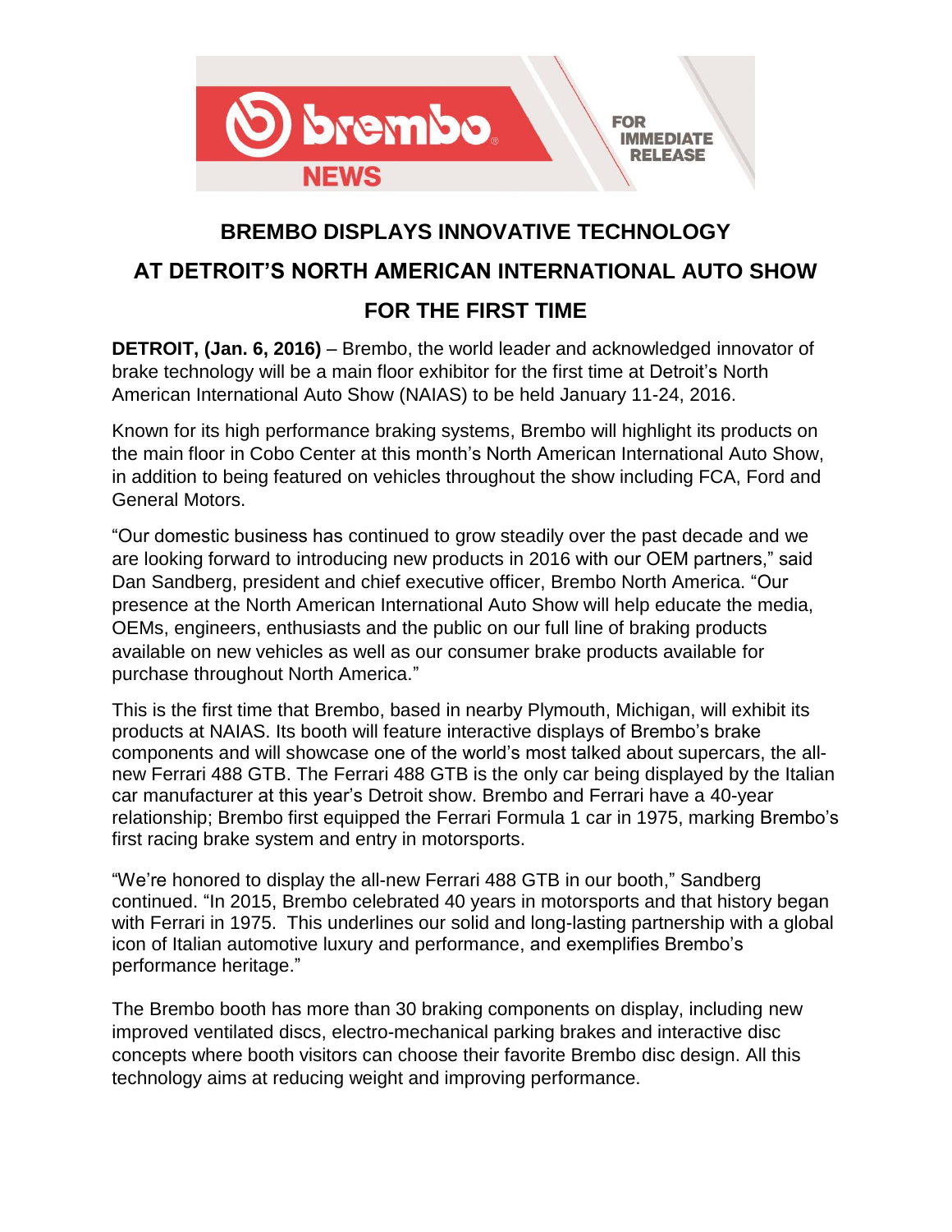brembo NEWS

FOR IMMEDIATE RELEASE

# BREMBO DISPLAYS INNOVATIVE TECHNOLOGY AT DETROIT'S NORTH AMERICAN INTERNATIONAL AUTO SHOW FOR THE FIRST TIME

**DETROIT, (Jan. 6, 2016)** – Brembo, the world leader and acknowledged innovator of brake technology will be a main floor exhibitor for the first time at Detroit's North American International Auto Show (NAIAS) to be held January 11-24, 2016.

Known for its high performance braking systems, Brembo will highlight its products on the main floor in Cobo Center at this month's North American International Auto Show, in addition to being featured on vehicles throughout the show including FCA, Ford and General Motors.

"Our domestic business has continued to grow steadily over the past decade and we are looking forward to introducing new products in 2016 with our OEM partners," said Dan Sandberg, president and chief executive officer, Brembo North America. "Our presence at the North American International Auto Show will help educate the media, OEMs, engineers, enthusiasts and the public on our full line of braking products available on new vehicles as well as our consumer brake products available for purchase throughout North America."

This is the first time that Brembo, based in nearby Plymouth, Michigan, will exhibit its products at NAIAS. Its booth will feature interactive displays of Brembo's brake components and will showcase one of the world's most talked about supercars, the all-new Ferrari 488 GTB. The Ferrari 488 GTB is the only car being displayed by the Italian car manufacturer at this year's Detroit show. Brembo and Ferrari have a 40-year relationship; Brembo first equipped the Ferrari Formula 1 car in 1975, marking Brembo's first racing brake system and entry in motorsports.

"We're honored to display the all-new Ferrari 488 GTB in our booth," Sandberg continued. "In 2015, Brembo celebrated 40 years in motorsports and that history began with Ferrari in 1975. This underlines our solid and long-lasting partnership with a global icon of Italian automotive luxury and performance, and exemplifies Brembo's performance heritage."

The Brembo booth has more than 30 braking components on display, including new improved ventilated discs, electro-mechanical parking brakes and interactive disc concepts where booth visitors can choose their favorite Brembo disc design. All this technology aims at reducing weight and improving performance.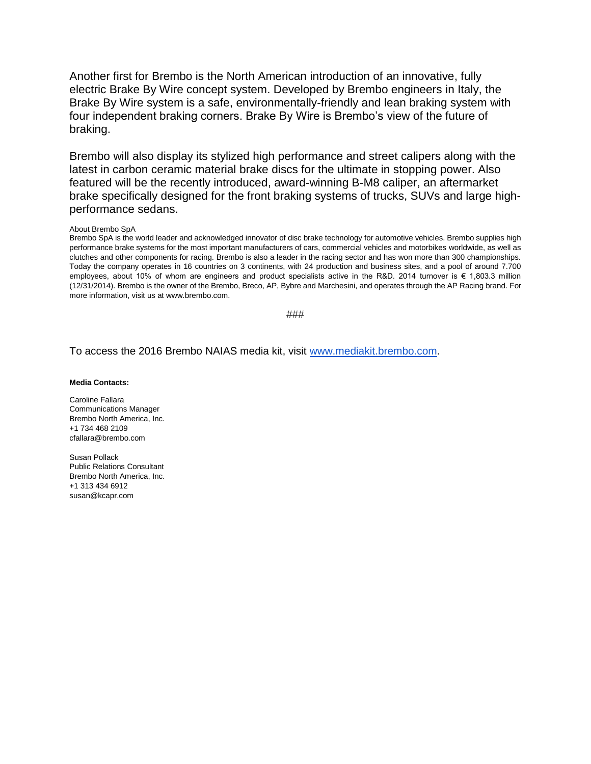Another first for Brembo is the North American introduction of an innovative, fully electric Brake By Wire concept system. Developed by Brembo engineers in Italy, the Brake By Wire system is a safe, environmentally-friendly and lean braking system with four independent braking corners. Brake By Wire is Brembo's view of the future of braking.

Brembo will also display its stylized high performance and street calipers along with the latest in carbon ceramic material brake discs for the ultimate in stopping power. Also featured will be the recently introduced, award-winning B-M8 caliper, an aftermarket brake specifically designed for the front braking systems of trucks, SUVs and large high-performance sedans.

About Brembo SpA

Brembo SpA is the world leader and acknowledged innovator of disc brake technology for automotive vehicles. Brembo supplies high performance brake systems for the most important manufacturers of cars, commercial vehicles and motorbikes worldwide, as well as clutches and other components for racing. Brembo is also a leader in the racing sector and has won more than 300 championships. Today the company operates in 16 countries on 3 continents, with 24 production and business sites, and a pool of around 7.700 employees, about 10% of whom are engineers and product specialists active in the R&D. 2014 turnover is € 1,803.3 million (12/31/2014). Brembo is the owner of the Brembo, Breco, AP, Bybre and Marchesini, and operates through the AP Racing brand. For more information, visit us at www.brembo.com.

###

To access the 2016 Brembo NAIAS media kit, visit [www.mediakit.brembo.com](http://www.mediakit.brembo.com).

**Media Contacts:**

Caroline Fallara
Communications Manager
Brembo North America, Inc.
+1 734 468 2109
cfallara@brembo.com

Susan Pollack
Public Relations Consultant
Brembo North America, Inc.
+1 313 434 6912
susan@kcapr.com